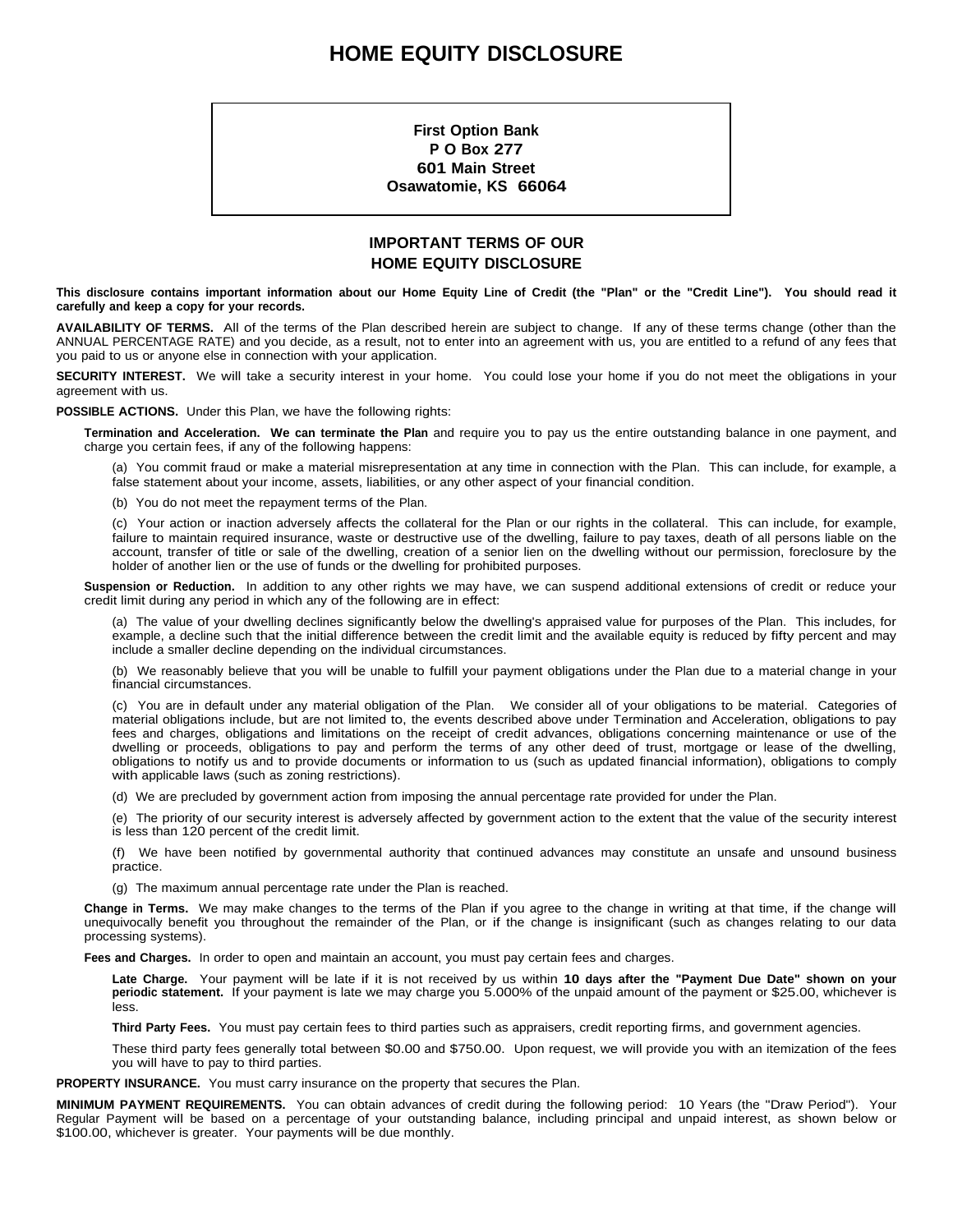# HOME EQUITY DISCLOSURE

**First Option Bank**
**P O Box 277**
**601 Main Street**
**Osawatomie, KS 66064**

## IMPORTANT TERMS OF OUR HOME EQUITY DISCLOSURE

**This disclosure contains important information about our Home Equity Line of Credit (the "Plan" or the "Credit Line"). You should read it carefully and keep a copy for your records.**

**AVAILABILITY OF TERMS.** All of the terms of the Plan described herein are subject to change. If any of these terms change (other than the ANNUAL PERCENTAGE RATE) and you decide, as a result, not to enter into an agreement with us, you are entitled to a refund of any fees that you paid to us or anyone else in connection with your application.

**SECURITY INTEREST.** We will take a security interest in your home. You could lose your home if you do not meet the obligations in your agreement with us.

**POSSIBLE ACTIONS.** Under this Plan, we have the following rights:

**Termination and Acceleration. We can terminate the Plan** and require you to pay us the entire outstanding balance in one payment, and charge you certain fees, if any of the following happens:

(a) You commit fraud or make a material misrepresentation at any time in connection with the Plan. This can include, for example, a false statement about your income, assets, liabilities, or any other aspect of your financial condition.

(b) You do not meet the repayment terms of the Plan.

(c) Your action or inaction adversely affects the collateral for the Plan or our rights in the collateral. This can include, for example, failure to maintain required insurance, waste or destructive use of the dwelling, failure to pay taxes, death of all persons liable on the account, transfer of title or sale of the dwelling, creation of a senior lien on the dwelling without our permission, foreclosure by the holder of another lien or the use of funds or the dwelling for prohibited purposes.

**Suspension or Reduction.** In addition to any other rights we may have, we can suspend additional extensions of credit or reduce your credit limit during any period in which any of the following are in effect:

(a) The value of your dwelling declines significantly below the dwelling's appraised value for purposes of the Plan. This includes, for example, a decline such that the initial difference between the credit limit and the available equity is reduced by fifty percent and may include a smaller decline depending on the individual circumstances.

(b) We reasonably believe that you will be unable to fulfill your payment obligations under the Plan due to a material change in your financial circumstances.

(c) You are in default under any material obligation of the Plan. We consider all of your obligations to be material. Categories of material obligations include, but are not limited to, the events described above under Termination and Acceleration, obligations to pay fees and charges, obligations and limitations on the receipt of credit advances, obligations concerning maintenance or use of the dwelling or proceeds, obligations to pay and perform the terms of any other deed of trust, mortgage or lease of the dwelling, obligations to notify us and to provide documents or information to us (such as updated financial information), obligations to comply with applicable laws (such as zoning restrictions).

(d) We are precluded by government action from imposing the annual percentage rate provided for under the Plan.

(e) The priority of our security interest is adversely affected by government action to the extent that the value of the security interest is less than 120 percent of the credit limit.

(f) We have been notified by governmental authority that continued advances may constitute an unsafe and unsound business practice.

(g) The maximum annual percentage rate under the Plan is reached.

**Change in Terms.** We may make changes to the terms of the Plan if you agree to the change in writing at that time, if the change will unequivocally benefit you throughout the remainder of the Plan, or if the change is insignificant (such as changes relating to our data processing systems).

**Fees and Charges.** In order to open and maintain an account, you must pay certain fees and charges.

**Late Charge.** Your payment will be late if it is not received by us within **10 days after the "Payment Due Date" shown on your periodic statement.** If your payment is late we may charge you 5.000% of the unpaid amount of the payment or $25.00, whichever is less.

**Third Party Fees.** You must pay certain fees to third parties such as appraisers, credit reporting firms, and government agencies.

These third party fees generally total between $0.00 and $750.00. Upon request, we will provide you with an itemization of the fees you will have to pay to third parties.

**PROPERTY INSURANCE.** You must carry insurance on the property that secures the Plan.

**MINIMUM PAYMENT REQUIREMENTS.** You can obtain advances of credit during the following period: 10 Years (the "Draw Period"). Your Regular Payment will be based on a percentage of your outstanding balance, including principal and unpaid interest, as shown below or $100.00, whichever is greater. Your payments will be due monthly.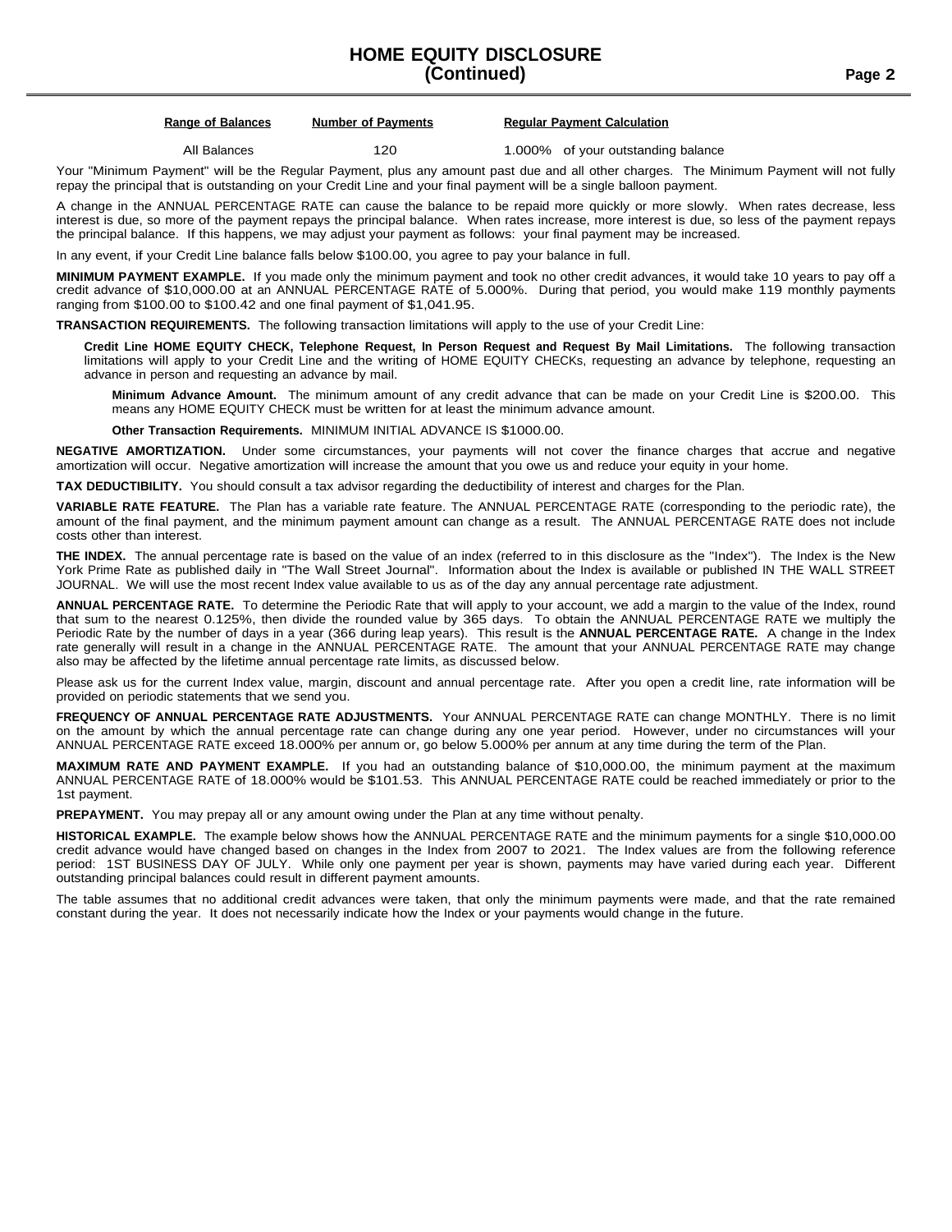| Range of Balances | Number of Payments | Regular Payment Calculation |
|---|---|---|
| All Balances | 120 | 1.000% of your outstanding balance |

Your "Minimum Payment" will be the Regular Payment, plus any amount past due and all other charges. The Minimum Payment will not fully repay the principal that is outstanding on your Credit Line and your final payment will be a single balloon payment.

A change in the ANNUAL PERCENTAGE RATE can cause the balance to be repaid more quickly or more slowly. When rates decrease, less interest is due, so more of the payment repays the principal balance. When rates increase, more interest is due, so less of the payment repays the principal balance. If this happens, we may adjust your payment as follows: your final payment may be increased.

In any event, if your Credit Line balance falls below $100.00, you agree to pay your balance in full.

**MINIMUM PAYMENT EXAMPLE.** If you made only the minimum payment and took no other credit advances, it would take 10 years to pay off a credit advance of $10,000.00 at an ANNUAL PERCENTAGE RATE of 5.000%. During that period, you would make 119 monthly payments ranging from $100.00 to $100.42 and one final payment of $1,041.95.

**TRANSACTION REQUIREMENTS.** The following transaction limitations will apply to the use of your Credit Line:

**Credit Line HOME EQUITY CHECK, Telephone Request, In Person Request and Request By Mail Limitations.** The following transaction limitations will apply to your Credit Line and the writing of HOME EQUITY CHECKs, requesting an advance by telephone, requesting an advance in person and requesting an advance by mail.

**Minimum Advance Amount.** The minimum amount of any credit advance that can be made on your Credit Line is $200.00. This means any HOME EQUITY CHECK must be written for at least the minimum advance amount.

**Other Transaction Requirements.** MINIMUM INITIAL ADVANCE IS $1000.00.

**NEGATIVE AMORTIZATION.** Under some circumstances, your payments will not cover the finance charges that accrue and negative amortization will occur. Negative amortization will increase the amount that you owe us and reduce your equity in your home.

**TAX DEDUCTIBILITY.** You should consult a tax advisor regarding the deductibility of interest and charges for the Plan.

**VARIABLE RATE FEATURE.** The Plan has a variable rate feature. The ANNUAL PERCENTAGE RATE (corresponding to the periodic rate), the amount of the final payment, and the minimum payment amount can change as a result. The ANNUAL PERCENTAGE RATE does not include costs other than interest.

**THE INDEX.** The annual percentage rate is based on the value of an index (referred to in this disclosure as the "Index"). The Index is the New York Prime Rate as published daily in "The Wall Street Journal". Information about the Index is available or published IN THE WALL STREET JOURNAL. We will use the most recent Index value available to us as of the day any annual percentage rate adjustment.

**ANNUAL PERCENTAGE RATE.** To determine the Periodic Rate that will apply to your account, we add a margin to the value of the Index, round that sum to the nearest 0.125%, then divide the rounded value by 365 days. To obtain the ANNUAL PERCENTAGE RATE we multiply the Periodic Rate by the number of days in a year (366 during leap years). This result is the **ANNUAL PERCENTAGE RATE.** A change in the Index rate generally will result in a change in the ANNUAL PERCENTAGE RATE. The amount that your ANNUAL PERCENTAGE RATE may change also may be affected by the lifetime annual percentage rate limits, as discussed below.

Please ask us for the current Index value, margin, discount and annual percentage rate. After you open a credit line, rate information will be provided on periodic statements that we send you.

**FREQUENCY OF ANNUAL PERCENTAGE RATE ADJUSTMENTS.** Your ANNUAL PERCENTAGE RATE can change MONTHLY. There is no limit on the amount by which the annual percentage rate can change during any one year period. However, under no circumstances will your ANNUAL PERCENTAGE RATE exceed 18.000% per annum or, go below 5.000% per annum at any time during the term of the Plan.

**MAXIMUM RATE AND PAYMENT EXAMPLE.** If you had an outstanding balance of $10,000.00, the minimum payment at the maximum ANNUAL PERCENTAGE RATE of 18.000% would be $101.53. This ANNUAL PERCENTAGE RATE could be reached immediately or prior to the 1st payment.

**PREPAYMENT.** You may prepay all or any amount owing under the Plan at any time without penalty.

**HISTORICAL EXAMPLE.** The example below shows how the ANNUAL PERCENTAGE RATE and the minimum payments for a single $10,000.00 credit advance would have changed based on changes in the Index from 2007 to 2021. The Index values are from the following reference period: 1ST BUSINESS DAY OF JULY. While only one payment per year is shown, payments may have varied during each year. Different outstanding principal balances could result in different payment amounts.

The table assumes that no additional credit advances were taken, that only the minimum payments were made, and that the rate remained constant during the year. It does not necessarily indicate how the Index or your payments would change in the future.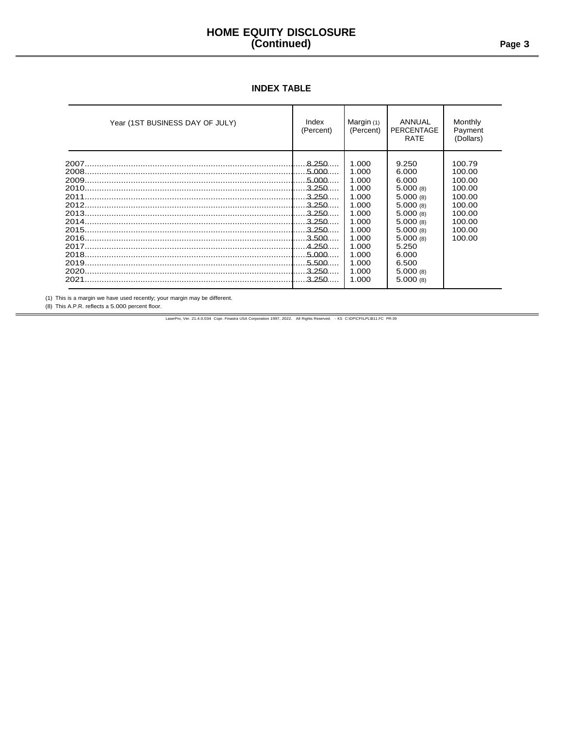# HOME EQUITY DISCLOSURE
## (Continued)

### INDEX TABLE

| Year (1ST BUSINESS DAY OF JULY) | Index (Percent) | Margin (1) (Percent) | ANNUAL PERCENTAGE RATE | Monthly Payment (Dollars) |
|---|---|---|---|---|
| 2007 | 8.250 | 1.000 | 9.250 | 100.79 |
| 2008 | 5.000 | 1.000 | 6.000 | 100.00 |
| 2009 | 5.000 | 1.000 | 6.000 | 100.00 |
| 2010 | 3.250 | 1.000 | 5.000 (8) | 100.00 |
| 2011 | 3.250 | 1.000 | 5.000 (8) | 100.00 |
| 2012 | 3.250 | 1.000 | 5.000 (8) | 100.00 |
| 2013 | 3.250 | 1.000 | 5.000 (8) | 100.00 |
| 2014 | 3.250 | 1.000 | 5.000 (8) | 100.00 |
| 2015 | 3.250 | 1.000 | 5.000 (8) | 100.00 |
| 2016 | 3.500 | 1.000 | 5.000 (8) | 100.00 |
| 2017 | 4.250 | 1.000 | 5.250 | |
| 2018 | 5.000 | 1.000 | 6.000 | |
| 2019 | 5.500 | 1.000 | 6.500 | |
| 2020 | 3.250 | 1.000 | 5.000 (8) | |
| 2021 | 3.250 | 1.000 | 5.000 (8) | |

(1) This is a margin we have used recently; your margin may be different.

(8) This A.P.R. reflects a 5.000 percent floor.

LaserPro, Ver. 21.4.0.034 Copr. Finastra USA Corporation 1997, 2022. All Rights Reserved. - KS C:\DP\CFI\LPL\B11.FC PR-39